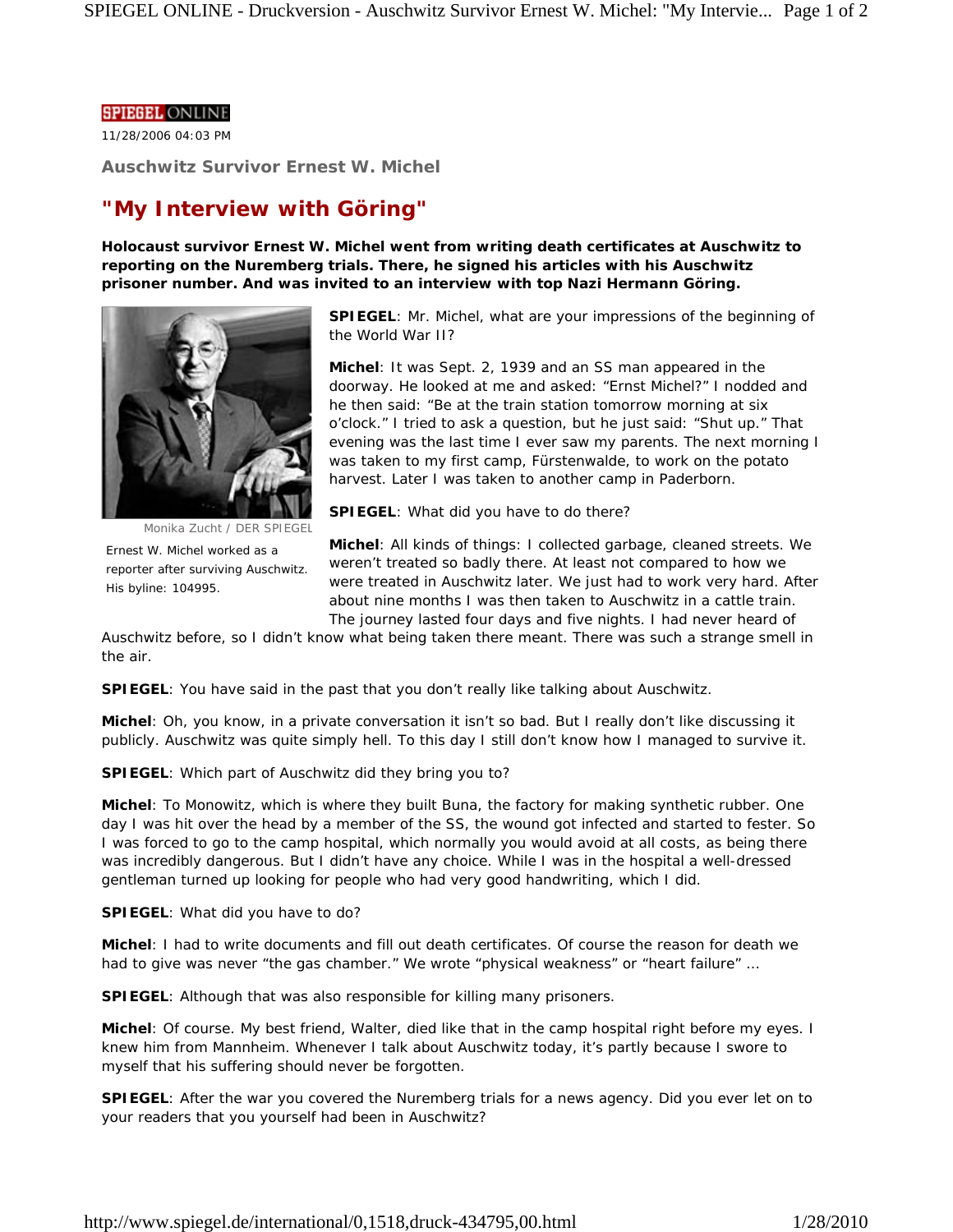SPIEGEL ONLINE

11/28/2006 04:03 PM

**Auschwitz Survivor Ernest W. Michel**

# "My Interview with Göring"

**Holocaust survivor Ernest W. Michel went from writing death certificates at Auschwitz to reporting on the Nuremberg trials. There, he signed his articles with his Auschwitz prisoner number. And was invited to an interview with top Nazi Hermann Göring.**

Monika Zucht / DER SPIEGEL

Ernest W. Michel worked as a reporter after surviving Auschwitz. His byline: 104995.

**SPIEGEL**: Mr. Michel, what are your impressions of the beginning of the World War II?

**Michel**: It was Sept. 2, 1939 and an SS man appeared in the doorway. He looked at me and asked: "Ernst Michel?" I nodded and he then said: "Be at the train station tomorrow morning at six o'clock." I tried to ask a question, but he just said: "Shut up." That evening was the last time I ever saw my parents. The next morning I was taken to my first camp, Fürstenwalde, to work on the potato harvest. Later I was taken to another camp in Paderborn.

**SPIEGEL**: What did you have to do there?

**Michel**: All kinds of things: I collected garbage, cleaned streets. We weren't treated so badly there. At least not compared to how we were treated in Auschwitz later. We just had to work very hard. After about nine months I was then taken to Auschwitz in a cattle train. The journey lasted four days and five nights. I had never heard of Auschwitz before, so I didn't know what being taken there meant. There was such a strange smell in the air.

**SPIEGEL**: You have said in the past that you don't really like talking about Auschwitz.

**Michel**: Oh, you know, in a private conversation it isn't so bad. But I really don't like discussing it publicly. Auschwitz was quite simply hell. To this day I still don't know how I managed to survive it.

**SPIEGEL**: Which part of Auschwitz did they bring you to?

**Michel**: To Monowitz, which is where they built Buna, the factory for making synthetic rubber. One day I was hit over the head by a member of the SS, the wound got infected and started to fester. So I was forced to go to the camp hospital, which normally you would avoid at all costs, as being there was incredibly dangerous. But I didn't have any choice. While I was in the hospital a well-dressed gentleman turned up looking for people who had very good handwriting, which I did.

**SPIEGEL**: What did you have to do?

**Michel**: I had to write documents and fill out death certificates. Of course the reason for death we had to give was never "the gas chamber." We wrote "physical weakness" or "heart failure" ...

**SPIEGEL**: Although that was also responsible for killing many prisoners.

**Michel**: Of course. My best friend, Walter, died like that in the camp hospital right before my eyes. I knew him from Mannheim. Whenever I talk about Auschwitz today, it's partly because I swore to myself that his suffering should never be forgotten.

**SPIEGEL**: After the war you covered the Nuremberg trials for a news agency. Did you ever let on to your readers that you yourself had been in Auschwitz?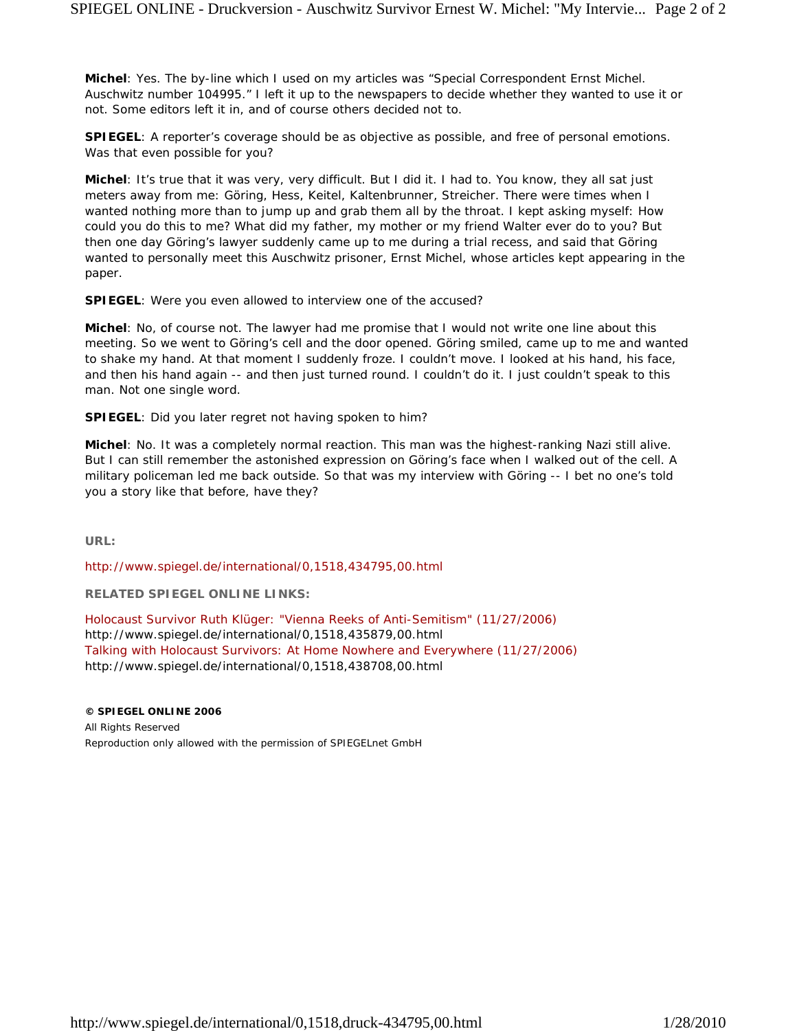**Michel**: Yes. The by-line which I used on my articles was “Special Correspondent Ernst Michel. Auschwitz number 104995.” I left it up to the newspapers to decide whether they wanted to use it or not. Some editors left it in, and of course others decided not to.

**SPIEGEL**: A reporter’s coverage should be as objective as possible, and free of personal emotions. Was that even possible for you?

**Michel**: It’s true that it was very, very difficult. But I did it. I had to. You know, they all sat just meters away from me: Göring, Hess, Keitel, Kaltenbrunner, Streicher. There were times when I wanted nothing more than to jump up and grab them all by the throat. I kept asking myself: How could you do this to me? What did my father, my mother or my friend Walter ever do to you? But then one day Göring’s lawyer suddenly came up to me during a trial recess, and said that Göring wanted to personally meet this Auschwitz prisoner, Ernst Michel, whose articles kept appearing in the paper.

**SPIEGEL**: Were you even allowed to interview one of the accused?

**Michel**: No, of course not. The lawyer had me promise that I would not write one line about this meeting. So we went to Göring’s cell and the door opened. Göring smiled, came up to me and wanted to shake my hand. At that moment I suddenly froze. I couldn’t move. I looked at his hand, his face, and then his hand again -- and then just turned round. I couldn’t do it. I just couldn’t speak to this man. Not one single word.

**SPIEGEL**: Did you later regret not having spoken to him?

**Michel**: No. It was a completely normal reaction. This man was the highest-ranking Nazi still alive. But I can still remember the astonished expression on Göring’s face when I walked out of the cell. A military policeman led me back outside. So that was my interview with Göring -- I bet no one’s told you a story like that before, have they?

**URL:**

http://www.spiegel.de/international/0,1518,434795,00.html

**RELATED SPIEGEL ONLINE LINKS:**

Holocaust Survivor Ruth Klüger: "Vienna Reeks of Anti-Semitism" (11/27/2006)
http://www.spiegel.de/international/0,1518,435879,00.html
Talking with Holocaust Survivors: At Home Nowhere and Everywhere (11/27/2006)
http://www.spiegel.de/international/0,1518,438708,00.html

**© SPIEGEL ONLINE 2006**
All Rights Reserved
Reproduction only allowed with the permission of SPIEGELnet GmbH